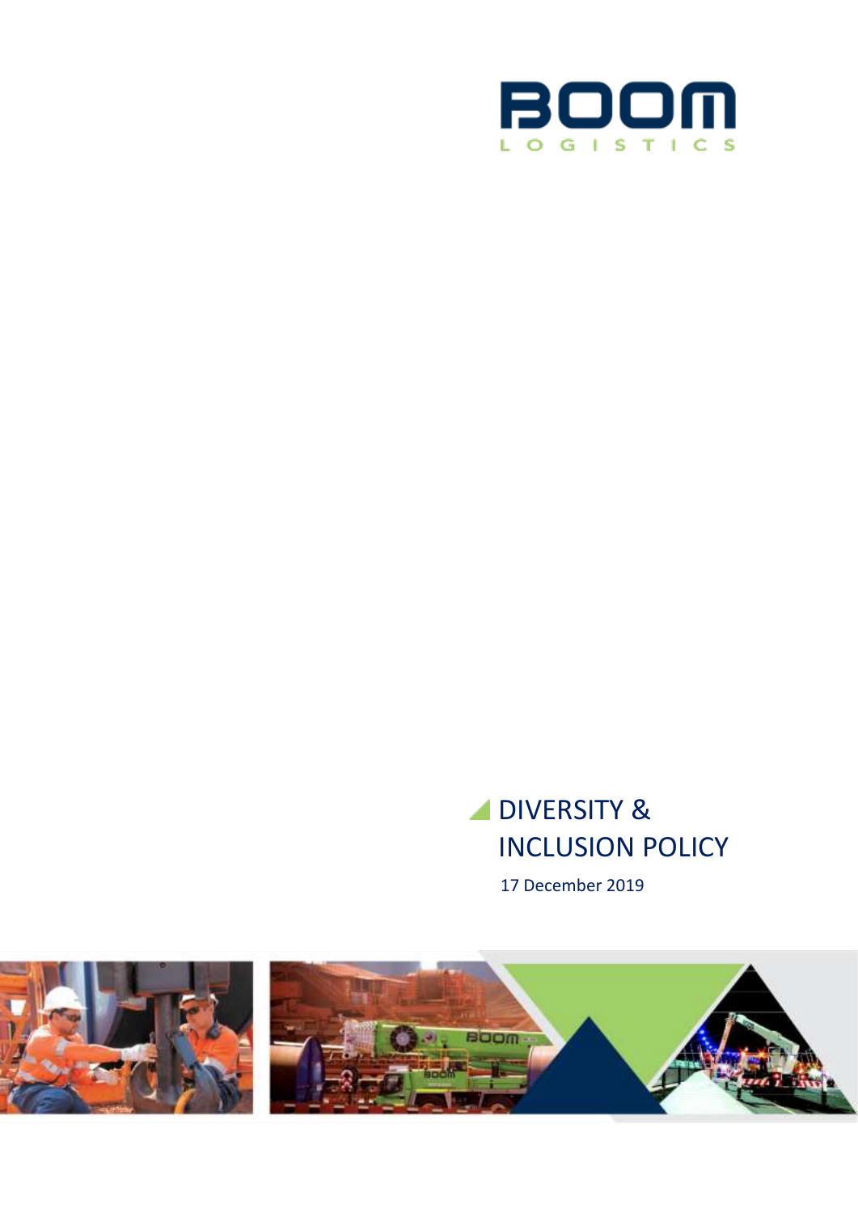BOOM

LOGISTICS

# DIVERSITY & INCLUSION POLICY

17 December 2019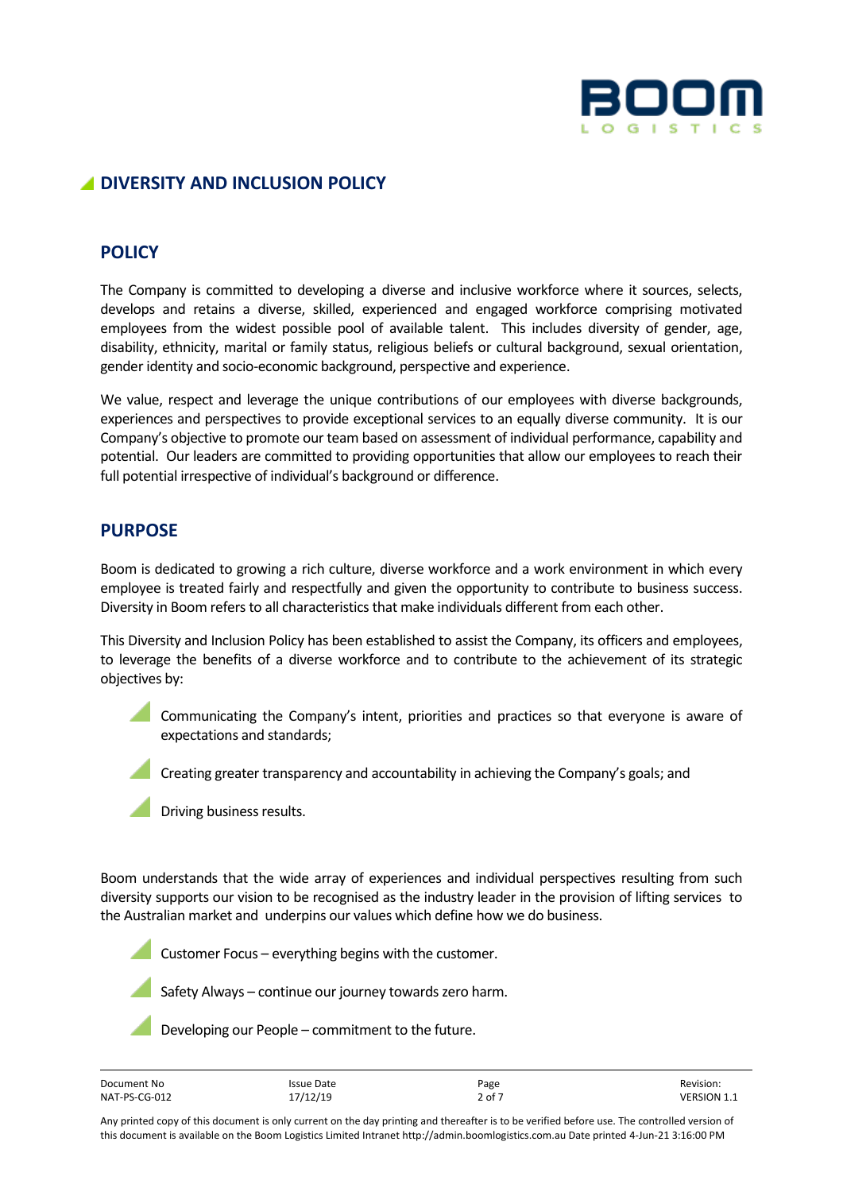# DIVERSITY AND INCLUSION POLICY

## POLICY

The Company is committed to developing a diverse and inclusive workforce where it sources, selects, develops and retains a diverse, skilled, experienced and engaged workforce comprising motivated employees from the widest possible pool of available talent. This includes diversity of gender, age, disability, ethnicity, marital or family status, religious beliefs or cultural background, sexual orientation, gender identity and socio-economic background, perspective and experience.

We value, respect and leverage the unique contributions of our employees with diverse backgrounds, experiences and perspectives to provide exceptional services to an equally diverse community. It is our Company's objective to promote our team based on assessment of individual performance, capability and potential. Our leaders are committed to providing opportunities that allow our employees to reach their full potential irrespective of individual's background or difference.

## PURPOSE

Boom is dedicated to growing a rich culture, diverse workforce and a work environment in which every employee is treated fairly and respectfully and given the opportunity to contribute to business success. Diversity in Boom refers to all characteristics that make individuals different from each other.

This Diversity and Inclusion Policy has been established to assist the Company, its officers and employees, to leverage the benefits of a diverse workforce and to contribute to the achievement of its strategic objectives by:

- Communicating the Company's intent, priorities and practices so that everyone is aware of expectations and standards;
- Creating greater transparency and accountability in achieving the Company's goals; and
- Driving business results.

Boom understands that the wide array of experiences and individual perspectives resulting from such diversity supports our vision to be recognised as the industry leader in the provision of lifting services to the Australian market and underpins our values which define how we do business.

- Customer Focus – everything begins with the customer.
- Safety Always – continue our journey towards zero harm.
- Developing our People – commitment to the future.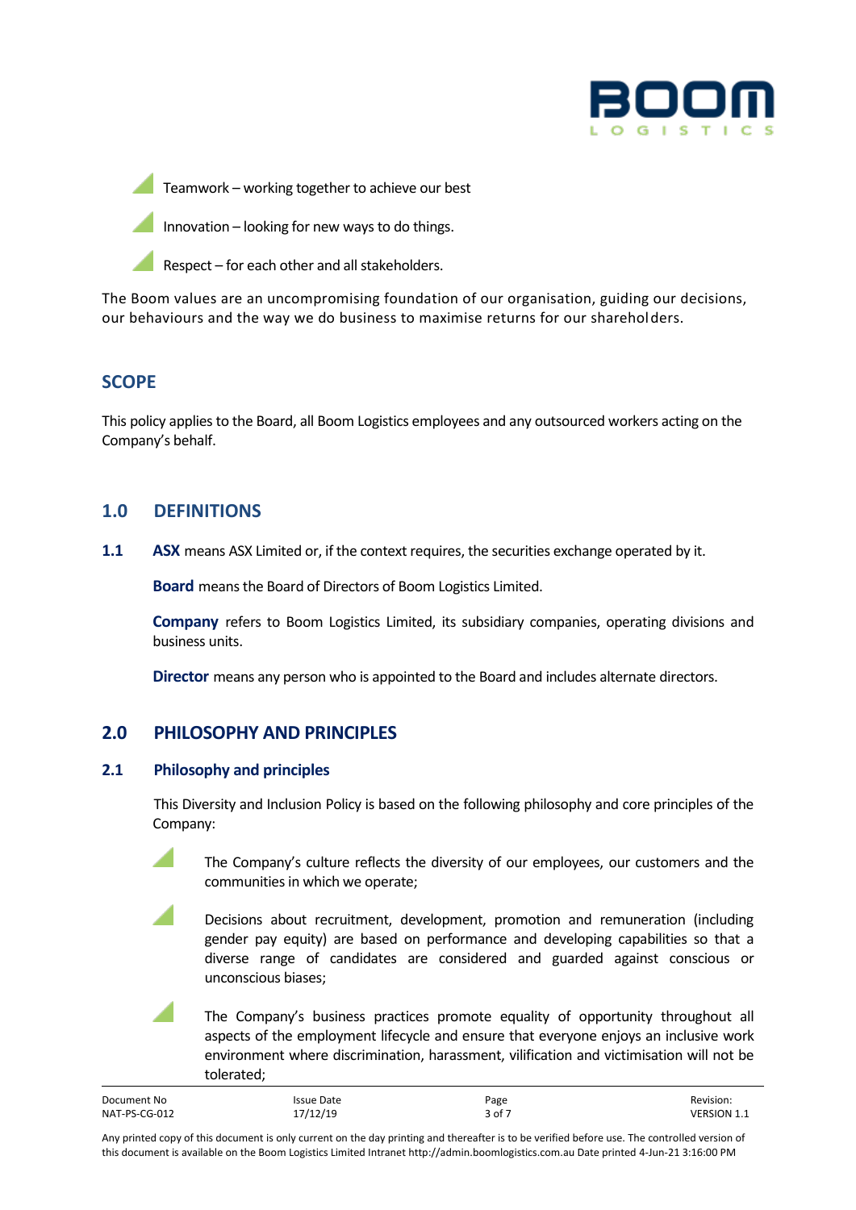- Teamwork – working together to achieve our best
- Innovation – looking for new ways to do things.
- Respect – for each other and all stakeholders.

The Boom values are an uncompromising foundation of our organisation, guiding our decisions, our behaviours and the way we do business to maximise returns for our shareholders.

## SCOPE

This policy applies to the Board, all Boom Logistics employees and any outsourced workers acting on the Company's behalf.

## 1.0 DEFINITIONS

**1.1** **ASX** means ASX Limited or, if the context requires, the securities exchange operated by it.

**Board** means the Board of Directors of Boom Logistics Limited.

**Company** refers to Boom Logistics Limited, its subsidiary companies, operating divisions and business units.

**Director** means any person who is appointed to the Board and includes alternate directors.

## 2.0 PHILOSOPHY AND PRINCIPLES

### 2.1 Philosophy and principles

This Diversity and Inclusion Policy is based on the following philosophy and core principles of the Company:

- The Company's culture reflects the diversity of our employees, our customers and the communities in which we operate;
- Decisions about recruitment, development, promotion and remuneration (including gender pay equity) are based on performance and developing capabilities so that a diverse range of candidates are considered and guarded against conscious or unconscious biases;
- The Company's business practices promote equality of opportunity throughout all aspects of the employment lifecycle and ensure that everyone enjoys an inclusive work environment where discrimination, harassment, vilification and victimisation will not be tolerated;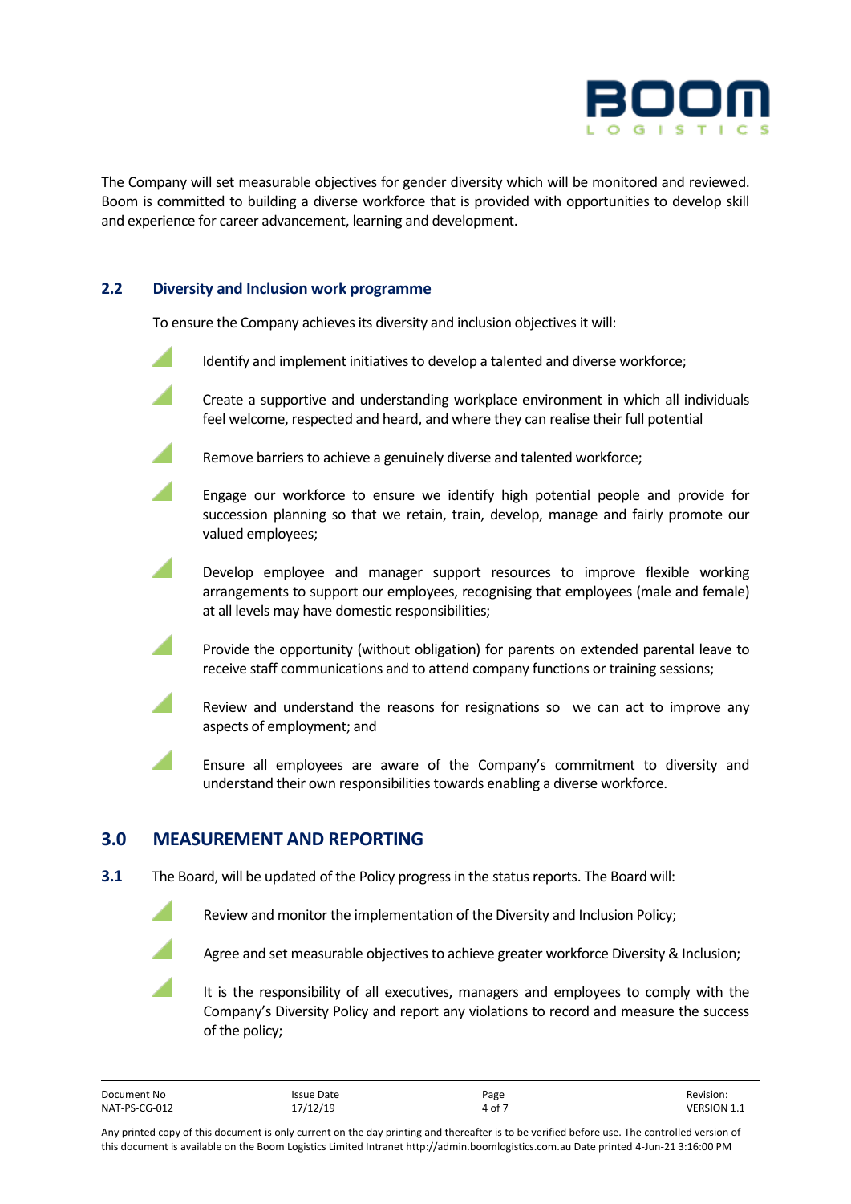The Company will set measurable objectives for gender diversity which will be monitored and reviewed. Boom is committed to building a diverse workforce that is provided with opportunities to develop skill and experience for career advancement, learning and development.

### 2.2 Diversity and Inclusion work programme

To ensure the Company achieves its diversity and inclusion objectives it will:

- Identify and implement initiatives to develop a talented and diverse workforce;
- Create a supportive and understanding workplace environment in which all individuals feel welcome, respected and heard, and where they can realise their full potential
- Remove barriers to achieve a genuinely diverse and talented workforce;
- Engage our workforce to ensure we identify high potential people and provide for succession planning so that we retain, train, develop, manage and fairly promote our valued employees;
- Develop employee and manager support resources to improve flexible working arrangements to support our employees, recognising that employees (male and female) at all levels may have domestic responsibilities;
- Provide the opportunity (without obligation) for parents on extended parental leave to receive staff communications and to attend company functions or training sessions;
- Review and understand the reasons for resignations so we can act to improve any aspects of employment; and
- Ensure all employees are aware of the Company's commitment to diversity and understand their own responsibilities towards enabling a diverse workforce.

## 3.0 MEASUREMENT AND REPORTING

**3.1** The Board, will be updated of the Policy progress in the status reports. The Board will:

- Review and monitor the implementation of the Diversity and Inclusion Policy;
- Agree and set measurable objectives to achieve greater workforce Diversity & Inclusion;
- It is the responsibility of all executives, managers and employees to comply with the Company's Diversity Policy and report any violations to record and measure the success of the policy;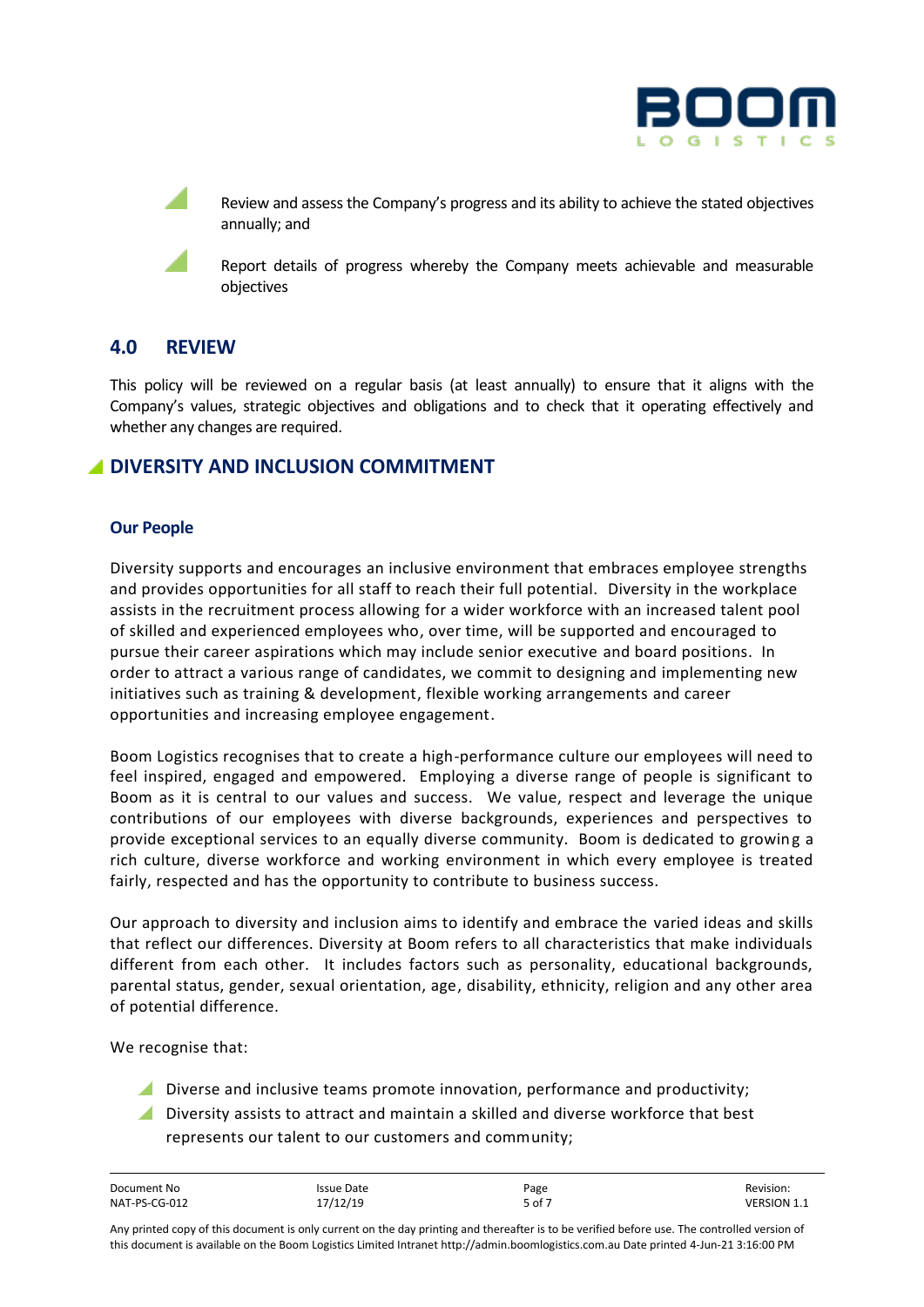- Review and assess the Company's progress and its ability to achieve the stated objectives annually; and
- Report details of progress whereby the Company meets achievable and measurable objectives

## 4.0 REVIEW

This policy will be reviewed on a regular basis (at least annually) to ensure that it aligns with the Company's values, strategic objectives and obligations and to check that it operating effectively and whether any changes are required.

## DIVERSITY AND INCLUSION COMMITMENT

### Our People

Diversity supports and encourages an inclusive environment that embraces employee strengths and provides opportunities for all staff to reach their full potential. Diversity in the workplace assists in the recruitment process allowing for a wider workforce with an increased talent pool of skilled and experienced employees who, over time, will be supported and encouraged to pursue their career aspirations which may include senior executive and board positions. In order to attract a various range of candidates, we commit to designing and implementing new initiatives such as training & development, flexible working arrangements and career opportunities and increasing employee engagement.

Boom Logistics recognises that to create a high-performance culture our employees will need to feel inspired, engaged and empowered. Employing a diverse range of people is significant to Boom as it is central to our values and success. We value, respect and leverage the unique contributions of our employees with diverse backgrounds, experiences and perspectives to provide exceptional services to an equally diverse community. Boom is dedicated to growing a rich culture, diverse workforce and working environment in which every employee is treated fairly, respected and has the opportunity to contribute to business success.

Our approach to diversity and inclusion aims to identify and embrace the varied ideas and skills that reflect our differences. Diversity at Boom refers to all characteristics that make individuals different from each other. It includes factors such as personality, educational backgrounds, parental status, gender, sexual orientation, age, disability, ethnicity, religion and any other area of potential difference.

We recognise that:

- Diverse and inclusive teams promote innovation, performance and productivity;
- Diversity assists to attract and maintain a skilled and diverse workforce that best represents our talent to our customers and community;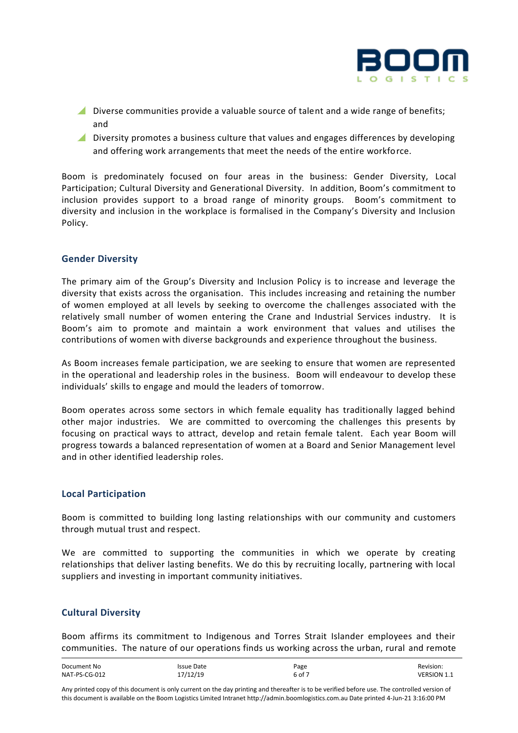- Diverse communities provide a valuable source of talent and a wide range of benefits; and
- Diversity promotes a business culture that values and engages differences by developing and offering work arrangements that meet the needs of the entire workforce.

Boom is predominately focused on four areas in the business: Gender Diversity, Local Participation; Cultural Diversity and Generational Diversity. In addition, Boom's commitment to inclusion provides support to a broad range of minority groups. Boom's commitment to diversity and inclusion in the workplace is formalised in the Company's Diversity and Inclusion Policy.

## Gender Diversity

The primary aim of the Group's Diversity and Inclusion Policy is to increase and leverage the diversity that exists across the organisation. This includes increasing and retaining the number of women employed at all levels by seeking to overcome the challenges associated with the relatively small number of women entering the Crane and Industrial Services industry. It is Boom's aim to promote and maintain a work environment that values and utilises the contributions of women with diverse backgrounds and experience throughout the business.

As Boom increases female participation, we are seeking to ensure that women are represented in the operational and leadership roles in the business. Boom will endeavour to develop these individuals' skills to engage and mould the leaders of tomorrow.

Boom operates across some sectors in which female equality has traditionally lagged behind other major industries. We are committed to overcoming the challenges this presents by focusing on practical ways to attract, develop and retain female talent. Each year Boom will progress towards a balanced representation of women at a Board and Senior Management level and in other identified leadership roles.

## Local Participation

Boom is committed to building long lasting relationships with our community and customers through mutual trust and respect.

We are committed to supporting the communities in which we operate by creating relationships that deliver lasting benefits. We do this by recruiting locally, partnering with local suppliers and investing in important community initiatives.

## Cultural Diversity

Boom affirms its commitment to Indigenous and Torres Strait Islander employees and their communities. The nature of our operations finds us working across the urban, rural and remote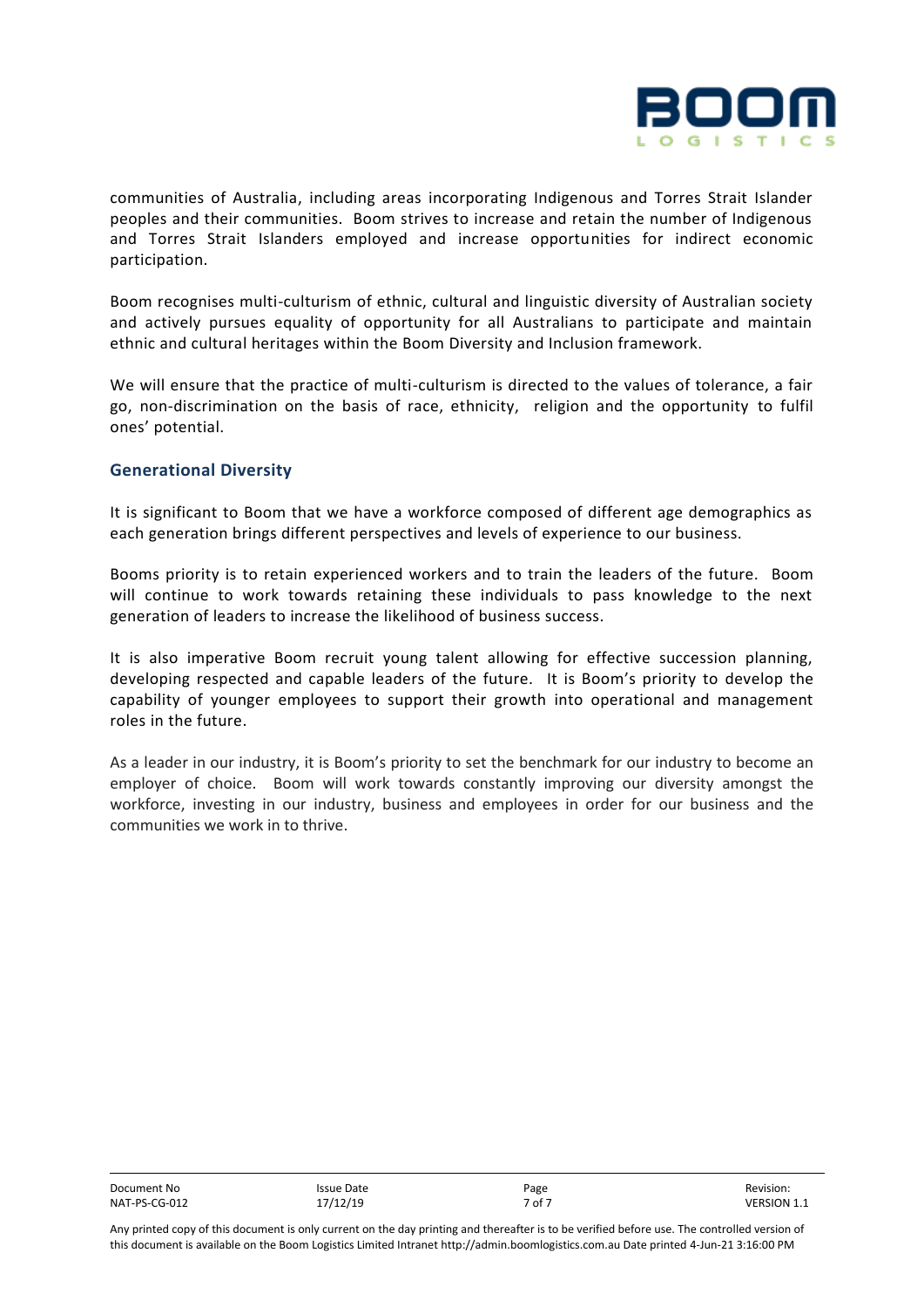communities of Australia, including areas incorporating Indigenous and Torres Strait Islander peoples and their communities. Boom strives to increase and retain the number of Indigenous and Torres Strait Islanders employed and increase opportunities for indirect economic participation.

Boom recognises multi-culturism of ethnic, cultural and linguistic diversity of Australian society and actively pursues equality of opportunity for all Australians to participate and maintain ethnic and cultural heritages within the Boom Diversity and Inclusion framework.

We will ensure that the practice of multi-culturism is directed to the values of tolerance, a fair go, non-discrimination on the basis of race, ethnicity, religion and the opportunity to fulfil ones' potential.

### Generational Diversity

It is significant to Boom that we have a workforce composed of different age demographics as each generation brings different perspectives and levels of experience to our business.

Booms priority is to retain experienced workers and to train the leaders of the future. Boom will continue to work towards retaining these individuals to pass knowledge to the next generation of leaders to increase the likelihood of business success.

It is also imperative Boom recruit young talent allowing for effective succession planning, developing respected and capable leaders of the future. It is Boom's priority to develop the capability of younger employees to support their growth into operational and management roles in the future.

As a leader in our industry, it is Boom's priority to set the benchmark for our industry to become an employer of choice. Boom will work towards constantly improving our diversity amongst the workforce, investing in our industry, business and employees in order for our business and the communities we work in to thrive.